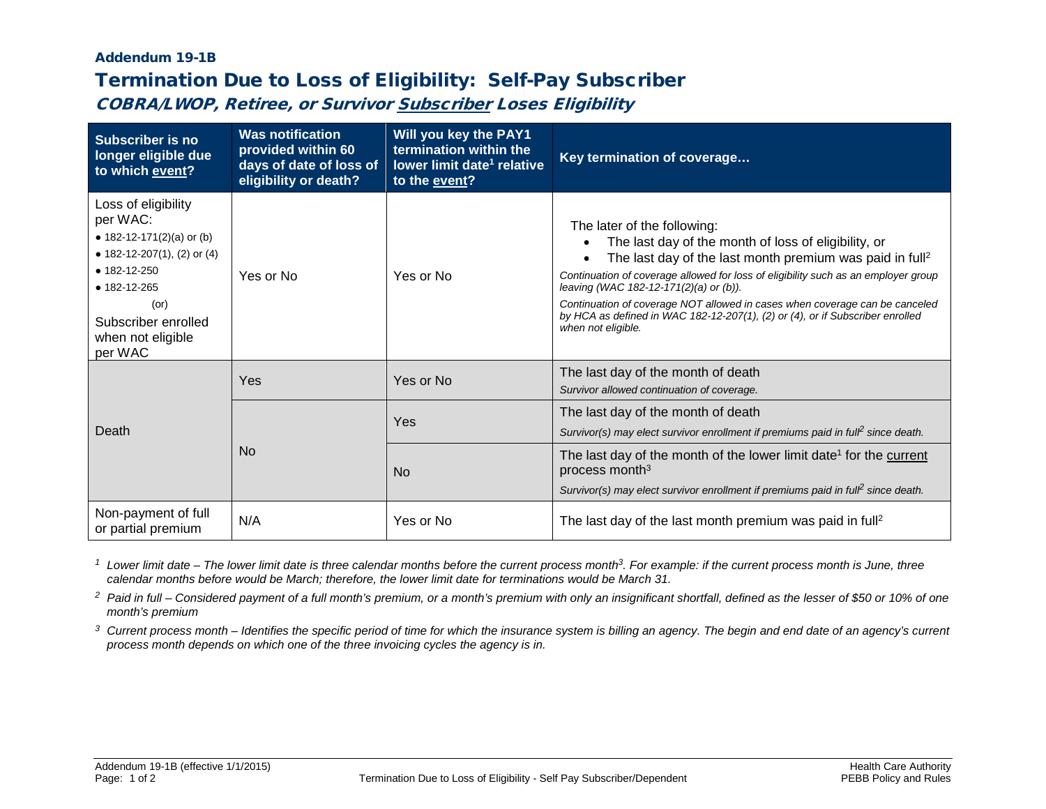### Addendum 19-1B

## Termination Due to Loss of Eligibility: Self-Pay Subscriber

### *COBRA/LWOP, Retiree, or Survivor Subscriber Loses Eligibility*

| Subscriber is no longer eligible due to which event? | Was notification provided within 60 days of date of loss of eligibility or death? | Will you key the PAY1 termination within the lower limit date[1] relative to the event? | Key termination of coverage… |
|---|---|---|---|
| Loss of eligibility per WAC:<br>• 182-12-171(2)(a) or (b)<br>• 182-12-207(1), (2) or (4)<br>• 182-12-250<br>• 182-12-265<br>(or)<br>Subscriber enrolled when not eligible per WAC | Yes or No | Yes or No | The later of the following:<br>• The last day of the month of loss of eligibility, or<br>• The last day of the last month premium was paid in full[2]<br>*Continuation of coverage allowed for loss of eligibility such as an employer group leaving (WAC 182-12-171(2)(a) or (b)).*<br>*Continuation of coverage NOT allowed in cases when coverage can be canceled by HCA as defined in WAC 182-12-207(1), (2) or (4), or if Subscriber enrolled when not eligible.* |
| Death | Yes | Yes or No | The last day of the month of death<br>*Survivor allowed continuation of coverage.* |
| | No | Yes | The last day of the month of death<br>*Survivor(s) may elect survivor enrollment if premiums paid in full[2] since death.* |
| | | No | The last day of the month of the lower limit date[1] for the current process month[3]<br>*Survivor(s) may elect survivor enrollment if premiums paid in full[2] since death.* |
| Non-payment of full or partial premium | N/A | Yes or No | The last day of the last month premium was paid in full[2] |

[1] *Lower limit date – The lower limit date is three calendar months before the current process month[3]. For example: if the current process month is June, three calendar months before would be March; therefore, the lower limit date for terminations would be March 31.*

[2] *Paid in full – Considered payment of a full month's premium, or a month's premium with only an insignificant shortfall, defined as the lesser of $50 or 10% of one month's premium*

[3] *Current process month – Identifies the specific period of time for which the insurance system is billing an agency. The begin and end date of an agency's current process month depends on which one of the three invoicing cycles the agency is in.*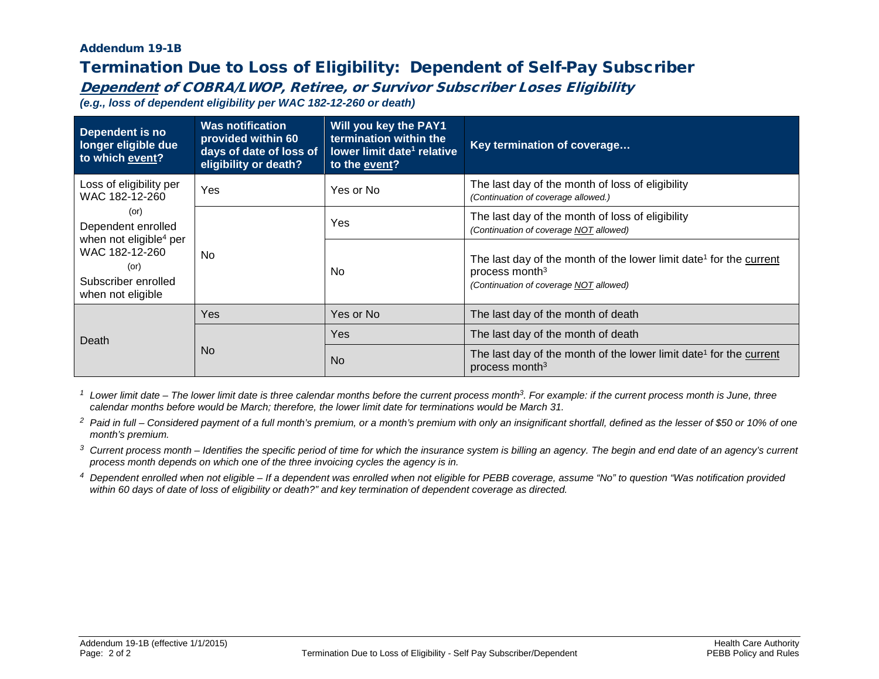**Addendum 19-1B**

# Termination Due to Loss of Eligibility: Dependent of Self-Pay Subscriber

## *Dependent of COBRA/LWOP, Retiree, or Survivor Subscriber Loses Eligibility*

***(e.g., loss of dependent eligibility per WAC 182-12-260 or death)***

| Dependent is no longer eligible due to which event? | Was notification provided within 60 days of date of loss of eligibility or death? | Will you key the PAY1 termination within the lower limit date[1] relative to the event? | Key termination of coverage… |
|---|---|---|---|
| Loss of eligibility per WAC 182-12-260 (or) Dependent enrolled when not eligible[4] per WAC 182-12-260 (or) Subscriber enrolled when not eligible | Yes | Yes or No | The last day of the month of loss of eligibility *(Continuation of coverage allowed.)* |
| | No | Yes | The last day of the month of loss of eligibility *(Continuation of coverage NOT allowed)* |
| | | No | The last day of the month of the lower limit date[1] for the current process month[3] *(Continuation of coverage NOT allowed)* |
| Death | Yes | Yes or No | The last day of the month of death |
| | No | Yes | The last day of the month of death |
| | | No | The last day of the month of the lower limit date[1] for the current process month[3] |

[1] *Lower limit date – The lower limit date is three calendar months before the current process month[3]. For example: if the current process month is June, three calendar months before would be March; therefore, the lower limit date for terminations would be March 31.*

[2] *Paid in full – Considered payment of a full month's premium, or a month's premium with only an insignificant shortfall, defined as the lesser of $50 or 10% of one month's premium.*

[3] *Current process month – Identifies the specific period of time for which the insurance system is billing an agency. The begin and end date of an agency's current process month depends on which one of the three invoicing cycles the agency is in.*

[4] *Dependent enrolled when not eligible – If a dependent was enrolled when not eligible for PEBB coverage, assume "No" to question "Was notification provided within 60 days of date of loss of eligibility or death?" and key termination of dependent coverage as directed.*